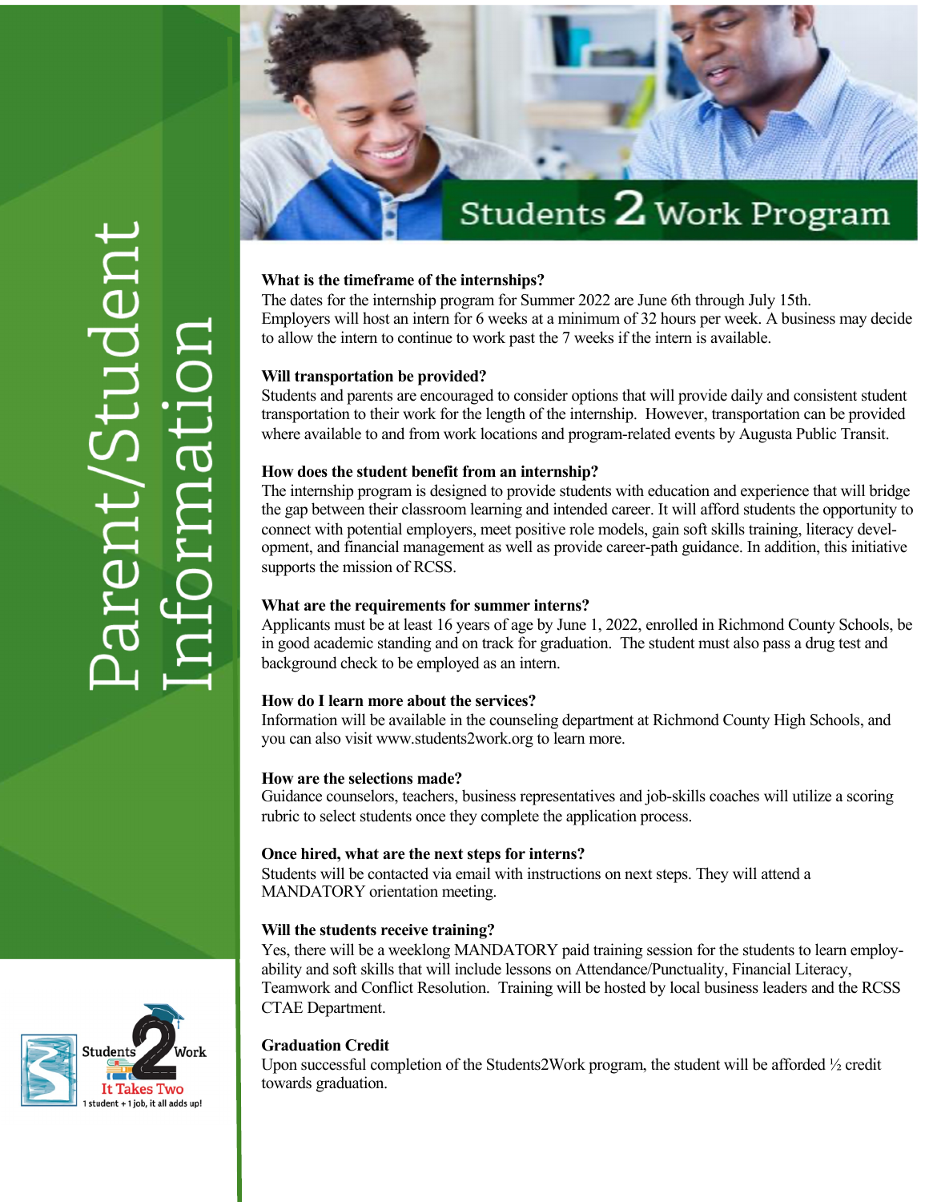# Parent/Student Information

## Students 2 Work Program

**What is the timeframe of the internships?**
The dates for the internship program for Summer 2022 are June 6th through July 15th. Employers will host an intern for 6 weeks at a minimum of 32 hours per week. A business may decide to allow the intern to continue to work past the 7 weeks if the intern is available.

**Will transportation be provided?**
Students and parents are encouraged to consider options that will provide daily and consistent student transportation to their work for the length of the internship. However, transportation can be provided where available to and from work locations and program-related events by Augusta Public Transit.

**How does the student benefit from an internship?**
The internship program is designed to provide students with education and experience that will bridge the gap between their classroom learning and intended career. It will afford students the opportunity to connect with potential employers, meet positive role models, gain soft skills training, literacy development, and financial management as well as provide career-path guidance. In addition, this initiative supports the mission of RCSS.

**What are the requirements for summer interns?**
Applicants must be at least 16 years of age by June 1, 2022, enrolled in Richmond County Schools, be in good academic standing and on track for graduation. The student must also pass a drug test and background check to be employed as an intern.

**How do I learn more about the services?**
Information will be available in the counseling department at Richmond County High Schools, and you can also visit www.students2work.org to learn more.

**How are the selections made?**
Guidance counselors, teachers, business representatives and job-skills coaches will utilize a scoring rubric to select students once they complete the application process.

**Once hired, what are the next steps for interns?**
Students will be contacted via email with instructions on next steps. They will attend a MANDATORY orientation meeting.

**Will the students receive training?**
Yes, there will be a weeklong MANDATORY paid training session for the students to learn employability and soft skills that will include lessons on Attendance/Punctuality, Financial Literacy, Teamwork and Conflict Resolution. Training will be hosted by local business leaders and the RCSS CTAE Department.

**Graduation Credit**
Upon successful completion of the Students2Work program, the student will be afforded ½ credit towards graduation.

Students 2 Work
It Takes Two
1 student + 1 job, it all adds up!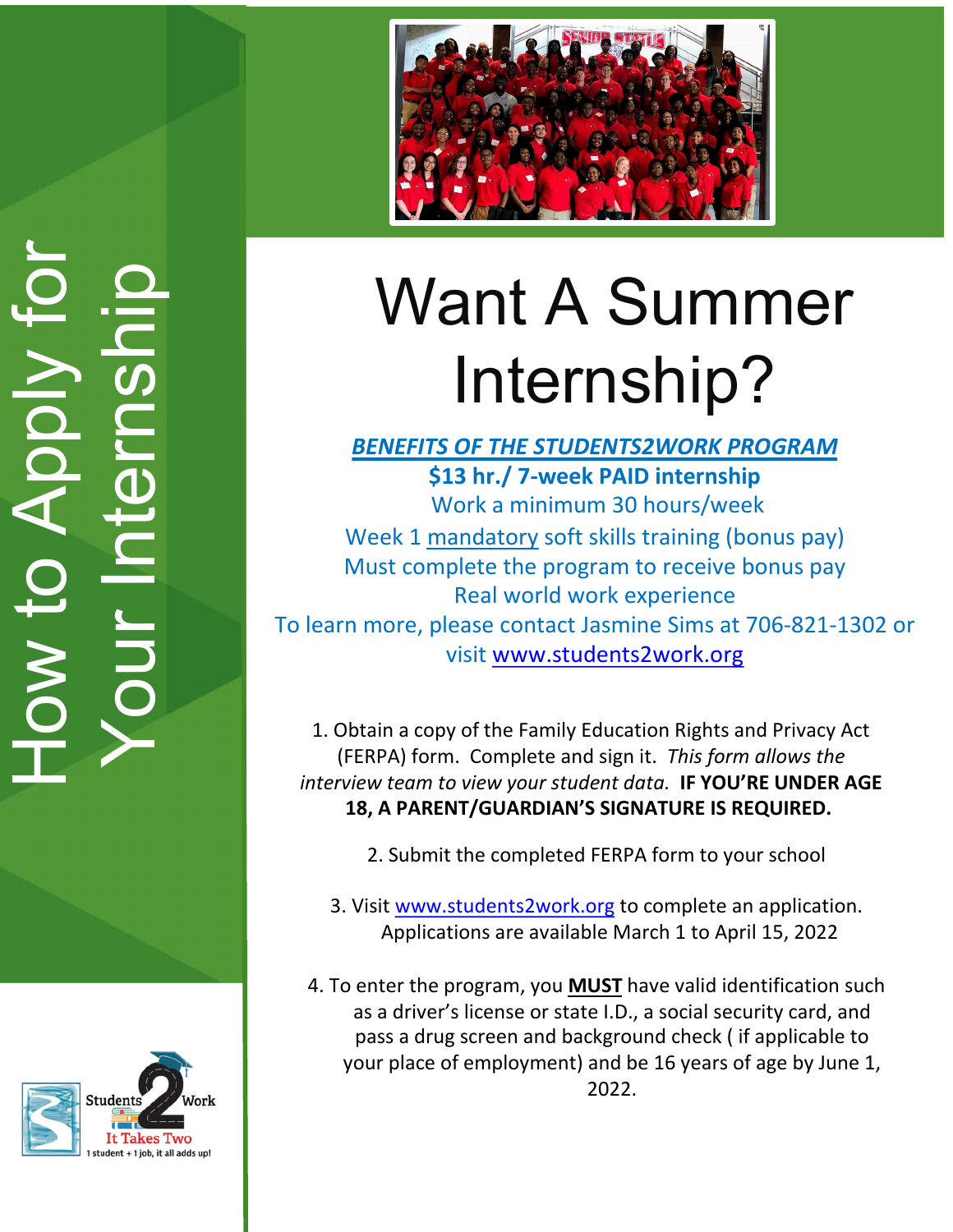# How to Apply for Your Internship

# Want A Summer Internship?

***BENEFITS OF THE STUDENTS2WORK PROGRAM***

**$13 hr./ 7-week PAID internship**

Work a minimum 30 hours/week

Week 1 mandatory soft skills training (bonus pay)

Must complete the program to receive bonus pay

Real world work experience

To learn more, please contact Jasmine Sims at 706-821-1302 or visit www.students2work.org

1. Obtain a copy of the Family Education Rights and Privacy Act (FERPA) form. Complete and sign it. *This form allows the interview team to view your student data.* **IF YOU'RE UNDER AGE 18, A PARENT/GUARDIAN'S SIGNATURE IS REQUIRED.**

2. Submit the completed FERPA form to your school

3. Visit www.students2work.org to complete an application. Applications are available March 1 to April 15, 2022

4. To enter the program, you **MUST** have valid identification such as a driver's license or state I.D., a social security card, and pass a drug screen and background check ( if applicable to your place of employment) and be 16 years of age by June 1, 2022.

Students 2 Work

It Takes Two

1 student + 1 job, it all adds up!